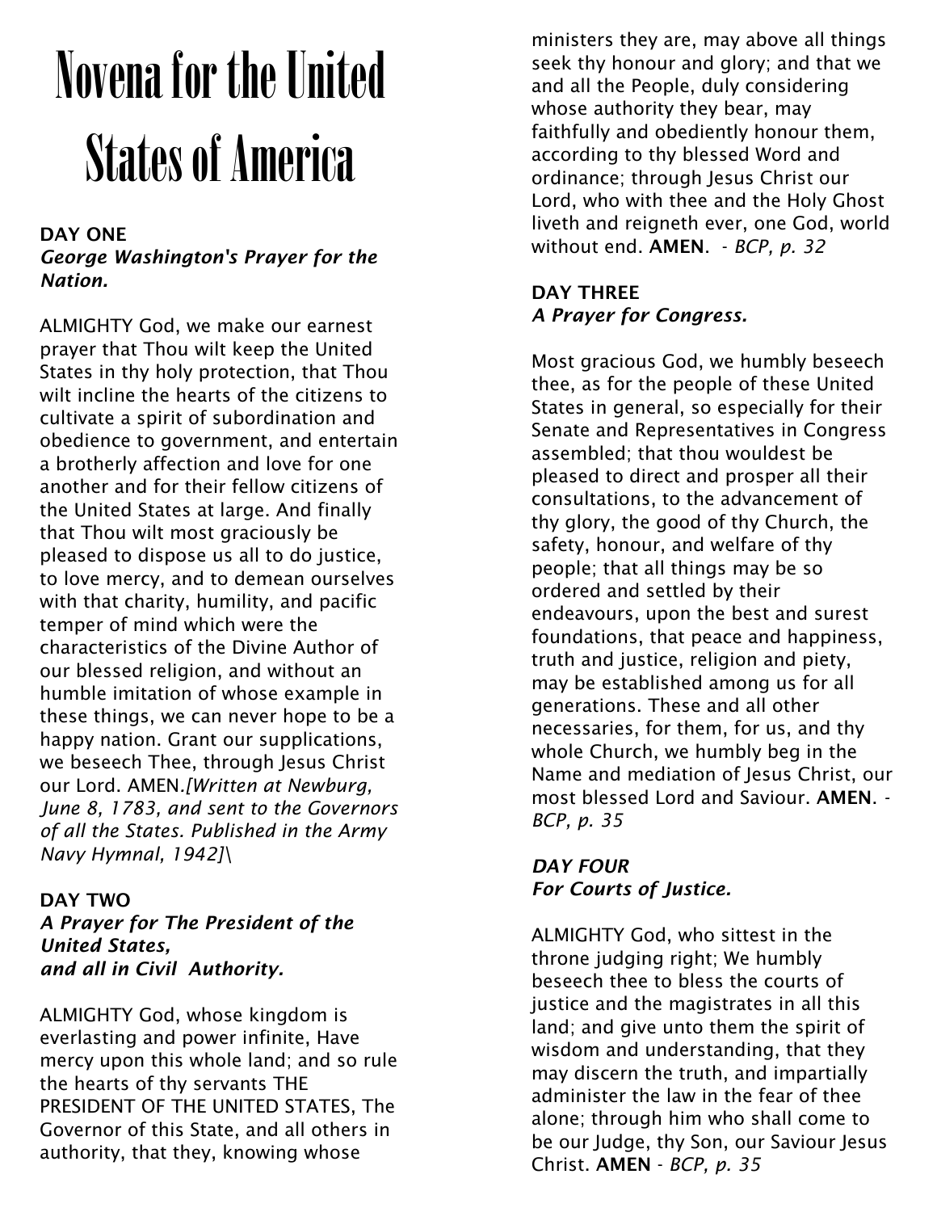# Novena for the United States of America

**DAY ONE**
***George Washington's Prayer for the Nation.***

ALMIGHTY God, we make our earnest prayer that Thou wilt keep the United States in thy holy protection, that Thou wilt incline the hearts of the citizens to cultivate a spirit of subordination and obedience to government, and entertain a brotherly affection and love for one another and for their fellow citizens of the United States at large. And finally that Thou wilt most graciously be pleased to dispose us all to do justice, to love mercy, and to demean ourselves with that charity, humility, and pacific temper of mind which were the characteristics of the Divine Author of our blessed religion, and without an humble imitation of whose example in these things, we can never hope to be a happy nation. Grant our supplications, we beseech Thee, through Jesus Christ our Lord. AMEN.*[Written at Newburg, June 8, 1783, and sent to the Governors of all the States. Published in the Army Navy Hymnal, 1942]\*

**DAY TWO**
***A Prayer for The President of the United States,***
***and all in Civil Authority.***

ALMIGHTY God, whose kingdom is everlasting and power infinite, Have mercy upon this whole land; and so rule the hearts of thy servants THE PRESIDENT OF THE UNITED STATES, The Governor of this State, and all others in authority, that they, knowing whose ministers they are, may above all things seek thy honour and glory; and that we and all the People, duly considering whose authority they bear, may faithfully and obediently honour them, according to thy blessed Word and ordinance; through Jesus Christ our Lord, who with thee and the Holy Ghost liveth and reigneth ever, one God, world without end. **AMEN**. *- BCP, p. 32*

**DAY THREE**
***A Prayer for Congress.***

Most gracious God, we humbly beseech thee, as for the people of these United States in general, so especially for their Senate and Representatives in Congress assembled; that thou wouldest be pleased to direct and prosper all their consultations, to the advancement of thy glory, the good of thy Church, the safety, honour, and welfare of thy people; that all things may be so ordered and settled by their endeavours, upon the best and surest foundations, that peace and happiness, truth and justice, religion and piety, may be established among us for all generations. These and all other necessaries, for them, for us, and thy whole Church, we humbly beg in the Name and mediation of Jesus Christ, our most blessed Lord and Saviour. **AMEN**. *- BCP, p. 35*

***DAY FOUR***
***For Courts of Justice.***

ALMIGHTY God, who sittest in the throne judging right; We humbly beseech thee to bless the courts of justice and the magistrates in all this land; and give unto them the spirit of wisdom and understanding, that they may discern the truth, and impartially administer the law in the fear of thee alone; through him who shall come to be our Judge, thy Son, our Saviour Jesus Christ. **AMEN** *- BCP, p. 35*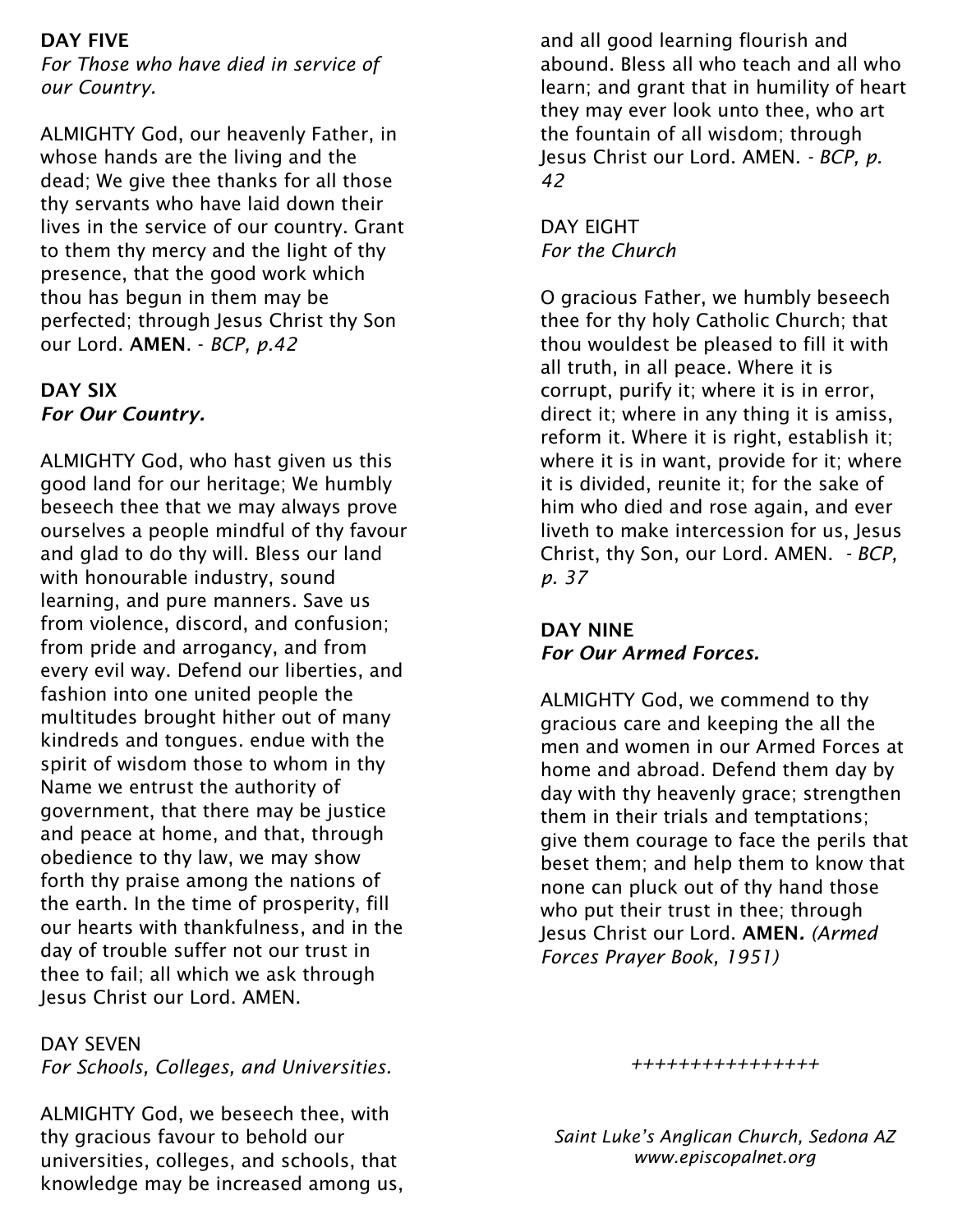**DAY FIVE**
*For Those who have died in service of our Country.*

ALMIGHTY God, our heavenly Father, in whose hands are the living and the dead; We give thee thanks for all those thy servants who have laid down their lives in the service of our country. Grant to them thy mercy and the light of thy presence, that the good work which thou has begun in them may be perfected; through Jesus Christ thy Son our Lord. **AMEN**. - *BCP, p.42*

**DAY SIX**
***For Our Country.***

ALMIGHTY God, who hast given us this good land for our heritage; We humbly beseech thee that we may always prove ourselves a people mindful of thy favour and glad to do thy will. Bless our land with honourable industry, sound learning, and pure manners. Save us from violence, discord, and confusion; from pride and arrogancy, and from every evil way. Defend our liberties, and fashion into one united people the multitudes brought hither out of many kindreds and tongues. endue with the spirit of wisdom those to whom in thy Name we entrust the authority of government, that there may be justice and peace at home, and that, through obedience to thy law, we may show forth thy praise among the nations of the earth. In the time of prosperity, fill our hearts with thankfulness, and in the day of trouble suffer not our trust in thee to fail; all which we ask through Jesus Christ our Lord. AMEN.

DAY SEVEN
*For Schools, Colleges, and Universities.*

ALMIGHTY God, we beseech thee, with thy gracious favour to behold our universities, colleges, and schools, that knowledge may be increased among us, and all good learning flourish and abound. Bless all who teach and all who learn; and grant that in humility of heart they may ever look unto thee, who art the fountain of all wisdom; through Jesus Christ our Lord. AMEN. - *BCP, p. 42*

DAY EIGHT
*For the Church*

O gracious Father, we humbly beseech thee for thy holy Catholic Church; that thou wouldest be pleased to fill it with all truth, in all peace. Where it is corrupt, purify it; where it is in error, direct it; where in any thing it is amiss, reform it. Where it is right, establish it; where it is in want, provide for it; where it is divided, reunite it; for the sake of him who died and rose again, and ever liveth to make intercession for us, Jesus Christ, thy Son, our Lord. AMEN. - *BCP, p. 37*

**DAY NINE**
***For Our Armed Forces.***

ALMIGHTY God, we commend to thy gracious care and keeping the all the men and women in our Armed Forces at home and abroad. Defend them day by day with thy heavenly grace; strengthen them in their trials and temptations; give them courage to face the perils that beset them; and help them to know that none can pluck out of thy hand those who put their trust in thee; through Jesus Christ our Lord. **AMEN.** *(Armed Forces Prayer Book, 1951)*

*++++++++++++++++*

*Saint Luke's Anglican Church, Sedona AZ*
*www.episcopalnet.org*